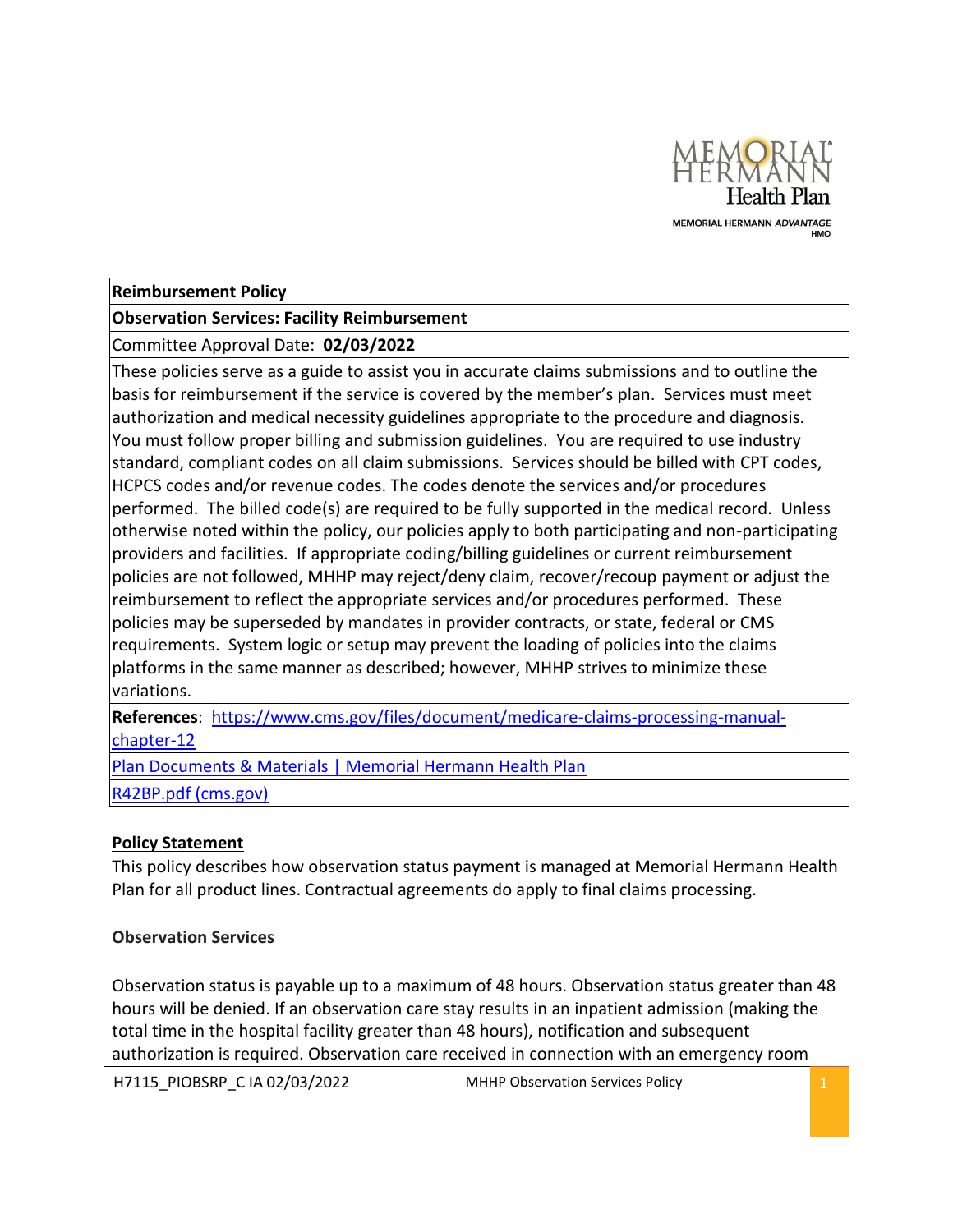| Reimbursement Policy |
|---|
| **Observation Services: Facility Reimbursement** |
| Committee Approval Date: **02/03/2022** |
| These policies serve as a guide to assist you in accurate claims submissions and to outline the basis for reimbursement if the service is covered by the member's plan. Services must meet authorization and medical necessity guidelines appropriate to the procedure and diagnosis. You must follow proper billing and submission guidelines. You are required to use industry standard, compliant codes on all claim submissions. Services should be billed with CPT codes, HCPCS codes and/or revenue codes. The codes denote the services and/or procedures performed. The billed code(s) are required to be fully supported in the medical record. Unless otherwise noted within the policy, our policies apply to both participating and non-participating providers and facilities. If appropriate coding/billing guidelines or current reimbursement policies are not followed, MHHP may reject/deny claim, recover/recoup payment or adjust the reimbursement to reflect the appropriate services and/or procedures performed. These policies may be superseded by mandates in provider contracts, or state, federal or CMS requirements. System logic or setup may prevent the loading of policies into the claims platforms in the same manner as described; however, MHHP strives to minimize these variations. |
| **References**: https://www.cms.gov/files/document/medicare-claims-processing-manual-chapter-12 |
| Plan Documents & Materials \| Memorial Hermann Health Plan |
| R42BP.pdf (cms.gov) |

## Policy Statement

This policy describes how observation status payment is managed at Memorial Hermann Health Plan for all product lines. Contractual agreements do apply to final claims processing.

### Observation Services

Observation status is payable up to a maximum of 48 hours. Observation status greater than 48 hours will be denied. If an observation care stay results in an inpatient admission (making the total time in the hospital facility greater than 48 hours), notification and subsequent authorization is required. Observation care received in connection with an emergency room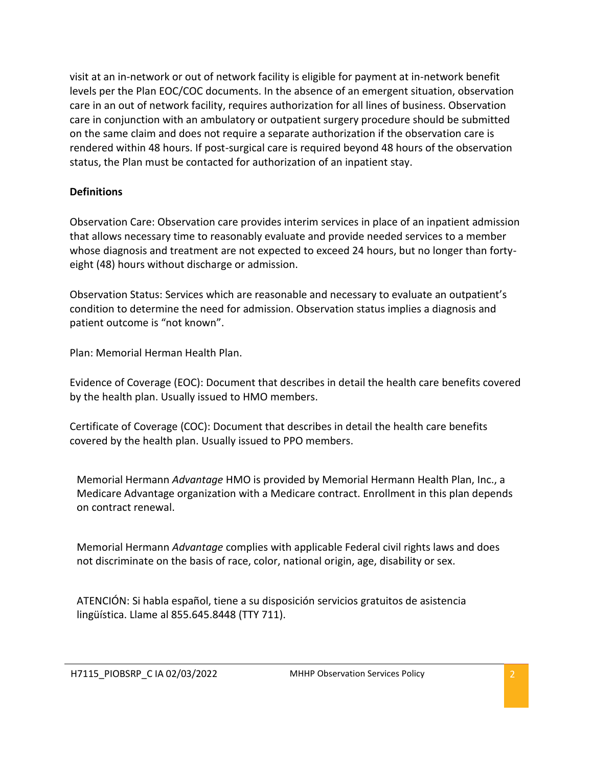visit at an in-network or out of network facility is eligible for payment at in-network benefit levels per the Plan EOC/COC documents. In the absence of an emergent situation, observation care in an out of network facility, requires authorization for all lines of business. Observation care in conjunction with an ambulatory or outpatient surgery procedure should be submitted on the same claim and does not require a separate authorization if the observation care is rendered within 48 hours. If post-surgical care is required beyond 48 hours of the observation status, the Plan must be contacted for authorization of an inpatient stay.

**Definitions**

Observation Care: Observation care provides interim services in place of an inpatient admission that allows necessary time to reasonably evaluate and provide needed services to a member whose diagnosis and treatment are not expected to exceed 24 hours, but no longer than forty-eight (48) hours without discharge or admission.

Observation Status: Services which are reasonable and necessary to evaluate an outpatient's condition to determine the need for admission. Observation status implies a diagnosis and patient outcome is "not known".

Plan: Memorial Herman Health Plan.

Evidence of Coverage (EOC): Document that describes in detail the health care benefits covered by the health plan. Usually issued to HMO members.

Certificate of Coverage (COC): Document that describes in detail the health care benefits covered by the health plan. Usually issued to PPO members.

Memorial Hermann *Advantage* HMO is provided by Memorial Hermann Health Plan, Inc., a Medicare Advantage organization with a Medicare contract. Enrollment in this plan depends on contract renewal.

Memorial Hermann *Advantage* complies with applicable Federal civil rights laws and does not discriminate on the basis of race, color, national origin, age, disability or sex.

ATENCIÓN: Si habla español, tiene a su disposición servicios gratuitos de asistencia lingüística. Llame al 855.645.8448 (TTY 711).

H7115_PIOBSRP_C IA 02/03/2022